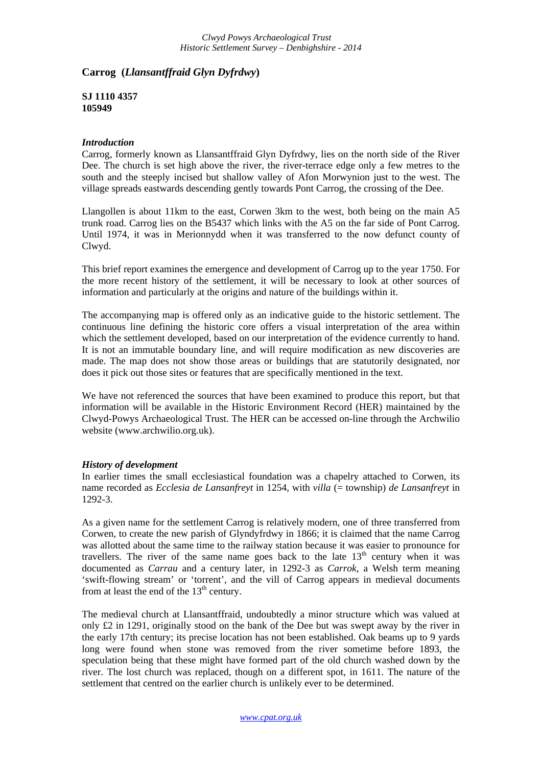# Carrog (*Llansantffraid Glyn Dyfrdwy*)

**SJ 1110 4357**
**105949**

### *Introduction*

Carrog, formerly known as Llansantffraid Glyn Dyfrdwy, lies on the north side of the River Dee. The church is set high above the river, the river-terrace edge only a few metres to the south and the steeply incised but shallow valley of Afon Morwynion just to the west. The village spreads eastwards descending gently towards Pont Carrog, the crossing of the Dee.

Llangollen is about 11km to the east, Corwen 3km to the west, both being on the main A5 trunk road. Carrog lies on the B5437 which links with the A5 on the far side of Pont Carrog. Until 1974, it was in Merionnydd when it was transferred to the now defunct county of Clwyd.

This brief report examines the emergence and development of Carrog up to the year 1750. For the more recent history of the settlement, it will be necessary to look at other sources of information and particularly at the origins and nature of the buildings within it.

The accompanying map is offered only as an indicative guide to the historic settlement. The continuous line defining the historic core offers a visual interpretation of the area within which the settlement developed, based on our interpretation of the evidence currently to hand. It is not an immutable boundary line, and will require modification as new discoveries are made. The map does not show those areas or buildings that are statutorily designated, nor does it pick out those sites or features that are specifically mentioned in the text.

We have not referenced the sources that have been examined to produce this report, but that information will be available in the Historic Environment Record (HER) maintained by the Clwyd-Powys Archaeological Trust. The HER can be accessed on-line through the Archwilio website (www.archwilio.org.uk).

### *History of development*

In earlier times the small ecclesiastical foundation was a chapelry attached to Corwen, its name recorded as *Ecclesia de Lansanfreyt* in 1254, with *villa* (= township) *de Lansanfreyt* in 1292-3.

As a given name for the settlement Carrog is relatively modern, one of three transferred from Corwen, to create the new parish of Glyndyfrdwy in 1866; it is claimed that the name Carrog was allotted about the same time to the railway station because it was easier to pronounce for travellers. The river of the same name goes back to the late 13th century when it was documented as *Carrau* and a century later, in 1292-3 as *Carrok*, a Welsh term meaning 'swift-flowing stream' or 'torrent', and the vill of Carrog appears in medieval documents from at least the end of the 13th century.

The medieval church at Llansantffraid, undoubtedly a minor structure which was valued at only £2 in 1291, originally stood on the bank of the Dee but was swept away by the river in the early 17th century; its precise location has not been established. Oak beams up to 9 yards long were found when stone was removed from the river sometime before 1893, the speculation being that these might have formed part of the old church washed down by the river. The lost church was replaced, though on a different spot, in 1611. The nature of the settlement that centred on the earlier church is unlikely ever to be determined.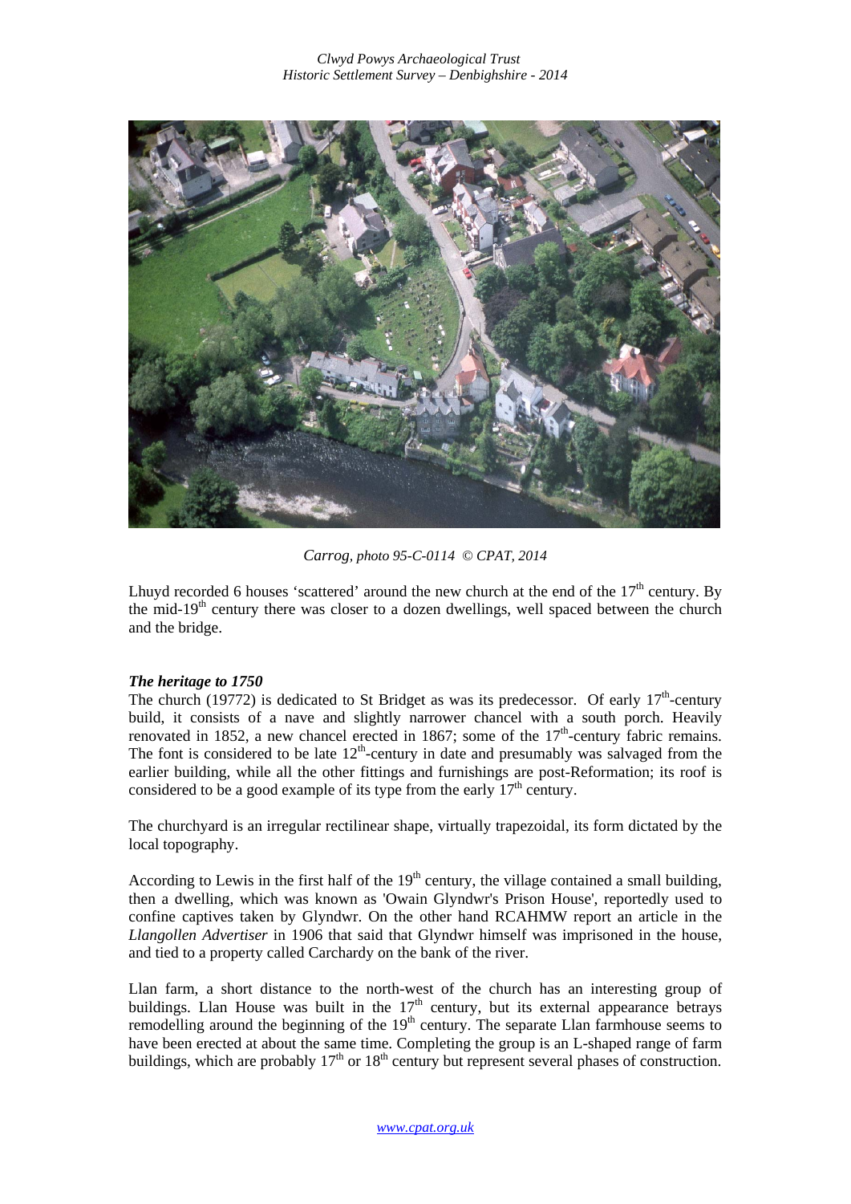*Carrog, photo 95-C-0114 © CPAT, 2014*

Lhuyd recorded 6 houses 'scattered' around the new church at the end of the 17th century. By the mid-19th century there was closer to a dozen dwellings, well spaced between the church and the bridge.

***The heritage to 1750***

The church (19772) is dedicated to St Bridget as was its predecessor. Of early 17th-century build, it consists of a nave and slightly narrower chancel with a south porch. Heavily renovated in 1852, a new chancel erected in 1867; some of the 17th-century fabric remains. The font is considered to be late 12th-century in date and presumably was salvaged from the earlier building, while all the other fittings and furnishings are post-Reformation; its roof is considered to be a good example of its type from the early 17th century.

The churchyard is an irregular rectilinear shape, virtually trapezoidal, its form dictated by the local topography.

According to Lewis in the first half of the 19th century, the village contained a small building, then a dwelling, which was known as 'Owain Glyndwr's Prison House', reportedly used to confine captives taken by Glyndwr. On the other hand RCAHMW report an article in the *Llangollen Advertiser* in 1906 that said that Glyndwr himself was imprisoned in the house, and tied to a property called Carchardy on the bank of the river.

Llan farm, a short distance to the north-west of the church has an interesting group of buildings. Llan House was built in the 17th century, but its external appearance betrays remodelling around the beginning of the 19th century. The separate Llan farmhouse seems to have been erected at about the same time. Completing the group is an L-shaped range of farm buildings, which are probably 17th or 18th century but represent several phases of construction.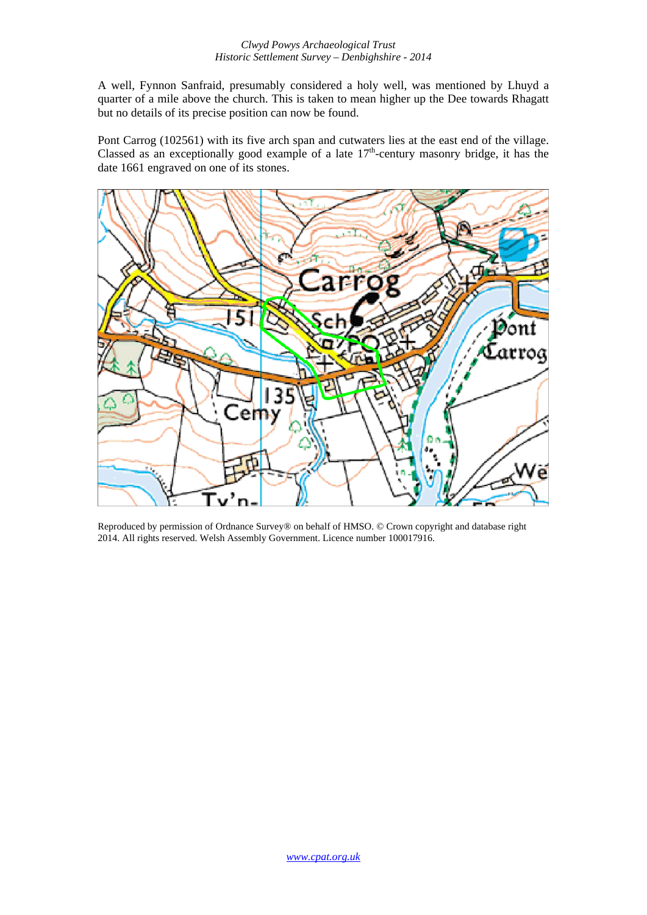A well, Fynnon Sanfraid, presumably considered a holy well, was mentioned by Lhuyd a quarter of a mile above the church. This is taken to mean higher up the Dee towards Rhagatt but no details of its precise position can now be found.

Pont Carrog (102561) with its five arch span and cutwaters lies at the east end of the village. Classed as an exceptionally good example of a late 17th-century masonry bridge, it has the date 1661 engraved on one of its stones.

Reproduced by permission of Ordnance Survey® on behalf of HMSO. © Crown copyright and database right 2014. All rights reserved. Welsh Assembly Government. Licence number 100017916.